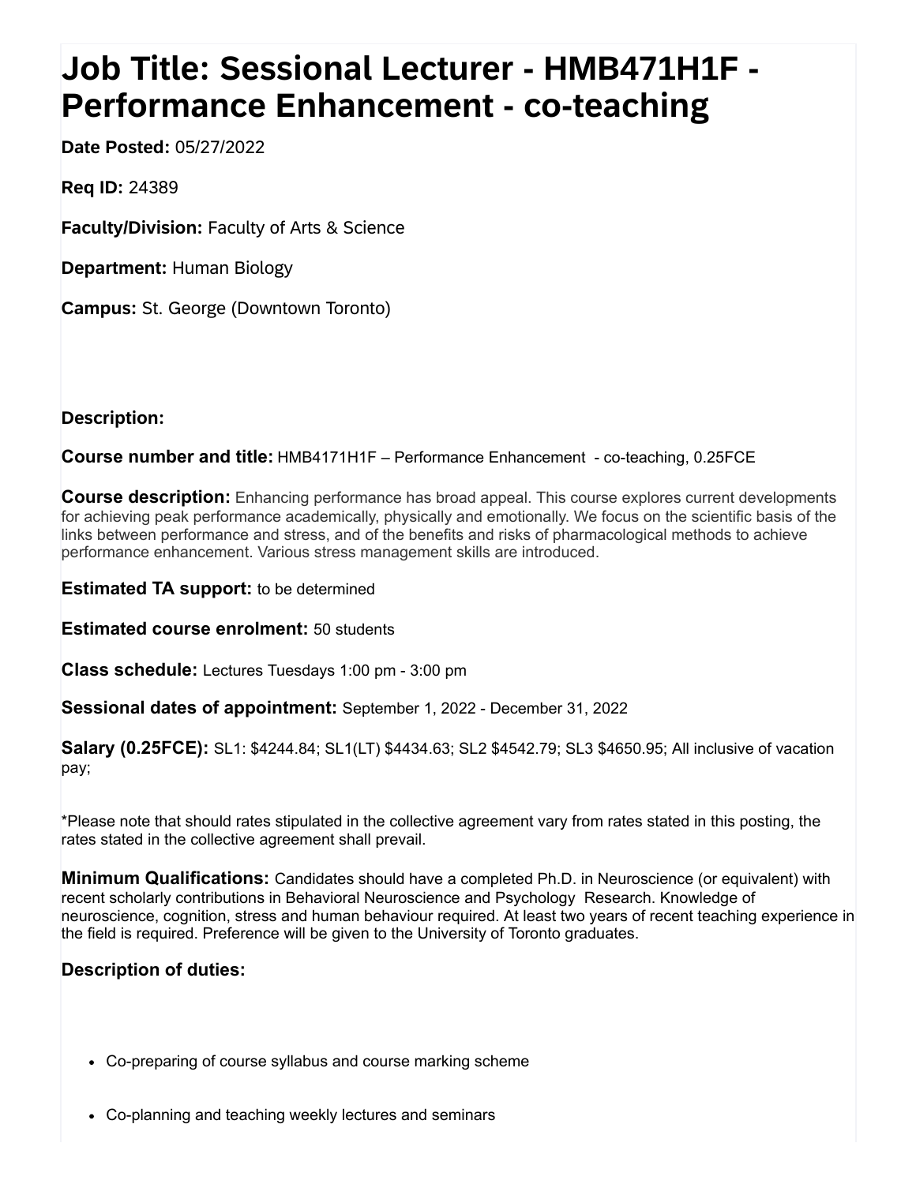# Job Title: Sessional Lecturer - HMB471H1F - Performance Enhancement - co-teaching

**Date Posted:** 05/27/2022

**Req ID:** 24389

**Faculty/Division:** Faculty of Arts & Science

**Department:** Human Biology

**Campus:** St. George (Downtown Toronto)

**Description:**

**Course number and title:** HMB4171H1F – Performance Enhancement - co-teaching, 0.25FCE

**Course description:** Enhancing performance has broad appeal. This course explores current developments for achieving peak performance academically, physically and emotionally. We focus on the scientific basis of the links between performance and stress, and of the benefits and risks of pharmacological methods to achieve performance enhancement. Various stress management skills are introduced.

**Estimated TA support:** to be determined

**Estimated course enrolment:** 50 students

**Class schedule:** Lectures Tuesdays 1:00 pm - 3:00 pm

**Sessional dates of appointment:** September 1, 2022 - December 31, 2022

**Salary (0.25FCE):** SL1: $4244.84; SL1(LT) $4434.63; SL2 $4542.79; SL3 $4650.95; All inclusive of vacation pay;

*Please note that should rates stipulated in the collective agreement vary from rates stated in this posting, the rates stated in the collective agreement shall prevail.

**Minimum Qualifications:** Candidates should have a completed Ph.D. in Neuroscience (or equivalent) with recent scholarly contributions in Behavioral Neuroscience and Psychology Research. Knowledge of neuroscience, cognition, stress and human behaviour required. At least two years of recent teaching experience in the field is required. Preference will be given to the University of Toronto graduates.

**Description of duties:**

- Co-preparing of course syllabus and course marking scheme
- Co-planning and teaching weekly lectures and seminars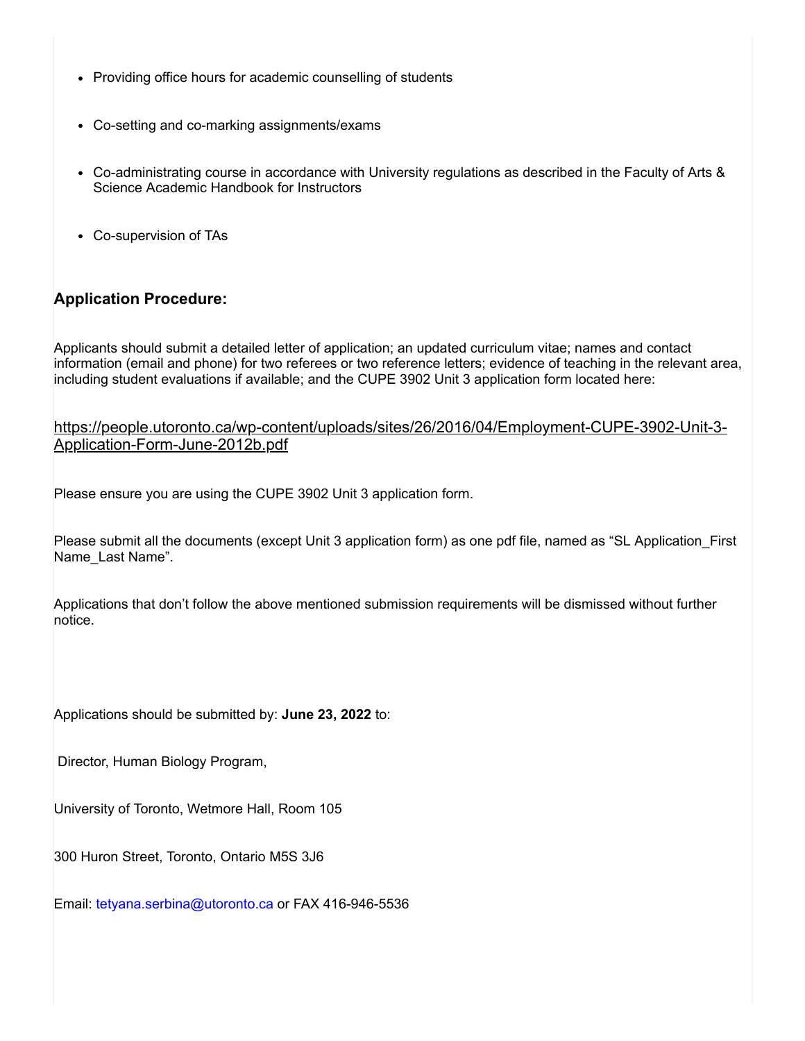- Providing office hours for academic counselling of students
- Co-setting and co-marking assignments/exams
- Co-administrating course in accordance with University regulations as described in the Faculty of Arts & Science Academic Handbook for Instructors
- Co-supervision of TAs

**Application Procedure:**

Applicants should submit a detailed letter of application; an updated curriculum vitae; names and contact information (email and phone) for two referees or two reference letters; evidence of teaching in the relevant area, including student evaluations if available; and the CUPE 3902 Unit 3 application form located here:

https://people.utoronto.ca/wp-content/uploads/sites/26/2016/04/Employment-CUPE-3902-Unit-3-Application-Form-June-2012b.pdf

Please ensure you are using the CUPE 3902 Unit 3 application form.

Please submit all the documents (except Unit 3 application form) as one pdf file, named as "SL Application_First Name_Last Name".

Applications that don't follow the above mentioned submission requirements will be dismissed without further notice.

Applications should be submitted by: **June 23, 2022** to:

Director, Human Biology Program,

University of Toronto, Wetmore Hall, Room 105

300 Huron Street, Toronto, Ontario M5S 3J6

Email: tetyana.serbina@utoronto.ca or FAX 416-946-5536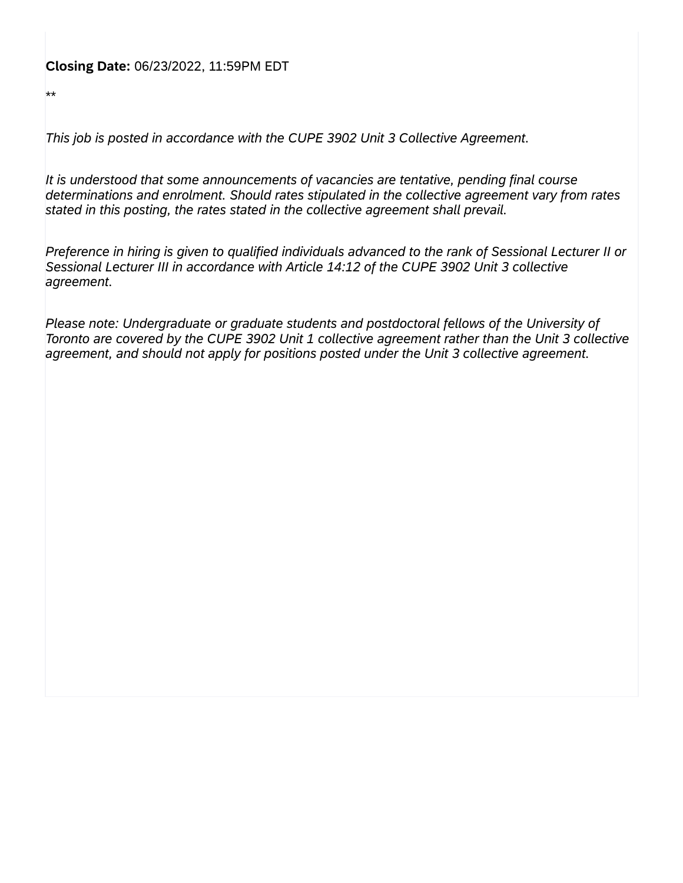**Closing Date:** 06/23/2022, 11:59PM EDT

**

*This job is posted in accordance with the CUPE 3902 Unit 3 Collective Agreement.*

*It is understood that some announcements of vacancies are tentative, pending final course determinations and enrolment. Should rates stipulated in the collective agreement vary from rates stated in this posting, the rates stated in the collective agreement shall prevail.*

*Preference in hiring is given to qualified individuals advanced to the rank of Sessional Lecturer II or Sessional Lecturer III in accordance with Article 14:12 of the CUPE 3902 Unit 3 collective agreement.*

*Please note: Undergraduate or graduate students and postdoctoral fellows of the University of Toronto are covered by the CUPE 3902 Unit 1 collective agreement rather than the Unit 3 collective agreement, and should not apply for positions posted under the Unit 3 collective agreement.*